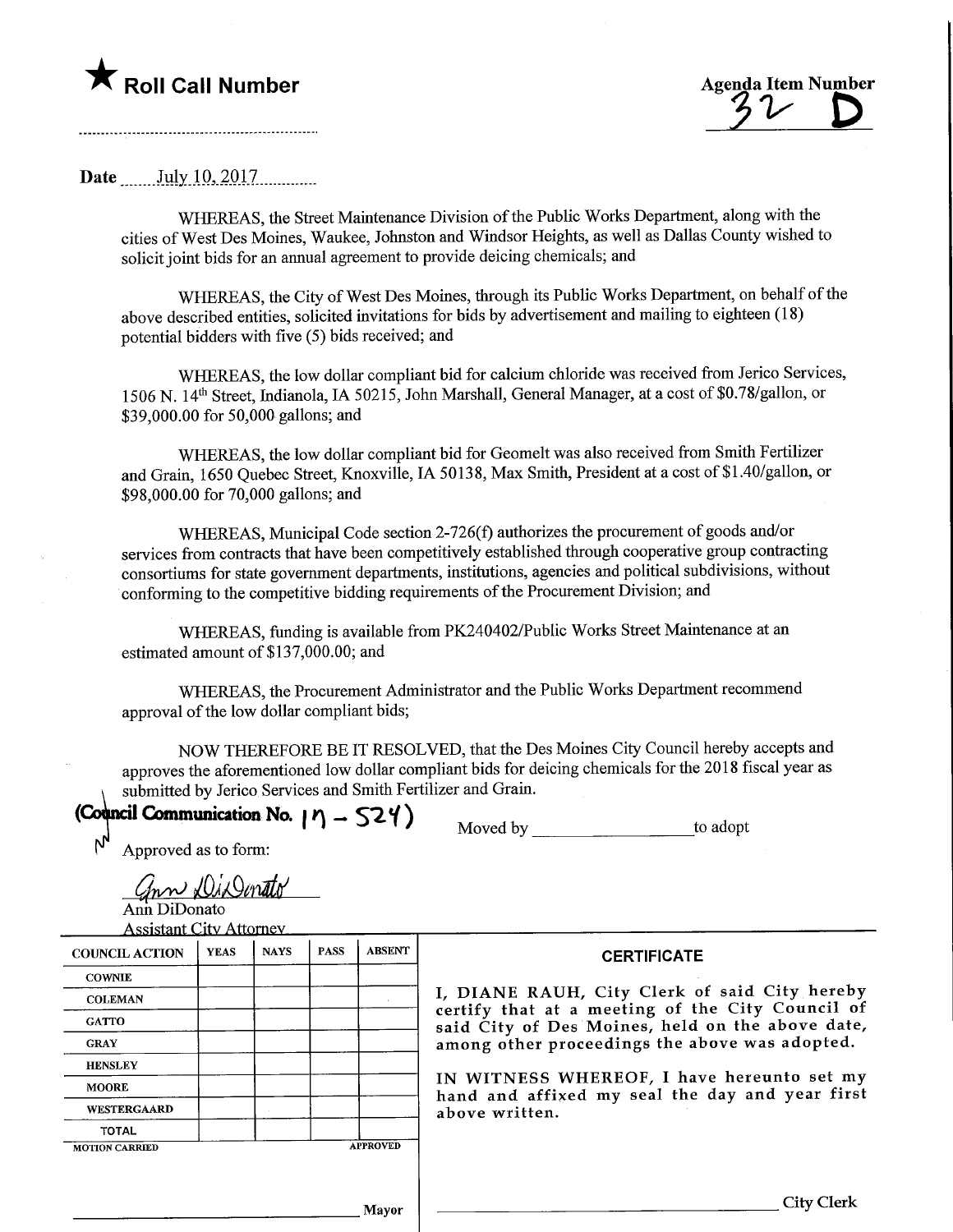★ **Roll Call Number**

Agenda Item Number
32 D

Date July 10, 2017

WHEREAS, the Street Maintenance Division of the Public Works Department, along with the cities of West Des Moines, Waukee, Johnston and Windsor Heights, as well as Dallas County wished to solicit joint bids for an annual agreement to provide deicing chemicals; and

WHEREAS, the City of West Des Moines, through its Public Works Department, on behalf of the above described entities, solicited invitations for bids by advertisement and mailing to eighteen (18) potential bidders with five (5) bids received; and

WHEREAS, the low dollar compliant bid for calcium chloride was received from Jerico Services, 1506 N. 14th Street, Indianola, IA 50215, John Marshall, General Manager, at a cost of $0.78/gallon, or $39,000.00 for 50,000 gallons; and

WHEREAS, the low dollar compliant bid for Geomelt was also received from Smith Fertilizer and Grain, 1650 Quebec Street, Knoxville, IA 50138, Max Smith, President at a cost of $1.40/gallon, or $98,000.00 for 70,000 gallons; and

WHEREAS, Municipal Code section 2-726(f) authorizes the procurement of goods and/or services from contracts that have been competitively established through cooperative group contracting consortiums for state government departments, institutions, agencies and political subdivisions, without conforming to the competitive bidding requirements of the Procurement Division; and

WHEREAS, funding is available from PK240402/Public Works Street Maintenance at an estimated amount of $137,000.00; and

WHEREAS, the Procurement Administrator and the Public Works Department recommend approval of the low dollar compliant bids;

NOW THEREFORE BE IT RESOLVED, that the Des Moines City Council hereby accepts and approves the aforementioned low dollar compliant bids for deicing chemicals for the 2018 fiscal year as submitted by Jerico Services and Smith Fertilizer and Grain.

**(Council Communication No. 17 - 524)**

Moved by ____________________ to adopt

Approved as to form:

Ann DiDonato
Assistant City Attorney

| COUNCIL ACTION | YEAS | NAYS | PASS | ABSENT |
|---|---|---|---|---|
| COWNIE | | | | |
| COLEMAN | | | | |
| GATTO | | | | |
| GRAY | | | | |
| HENSLEY | | | | |
| MOORE | | | | |
| WESTERGAARD | | | | |
| TOTAL | | | | |
| MOTION CARRIED | | | | APPROVED |

____________________ Mayor

**CERTIFICATE**

I, DIANE RAUH, City Clerk of said City hereby certify that at a meeting of the City Council of said City of Des Moines, held on the above date, among other proceedings the above was adopted.

IN WITNESS WHEREOF, I have hereunto set my hand and affixed my seal the day and year first above written.

____________________ City Clerk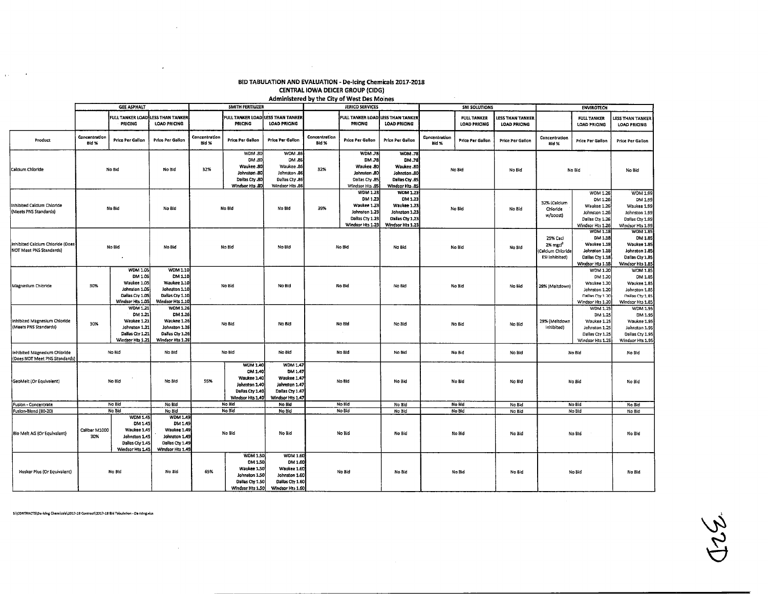# BID TABULATION AND EVALUATION - De-Icing Chemicals 2017-2018
## CENTRAL IOWA DEICER GROUP (CIDG)
### Administered by the City of West Des Moines

| | GEE ASPHALT | | | SMITH FERTILIZER | | | JERICO SERVICES | | | SNI SOLUTIONS | | | ENVIROTECH | | |
|---|---|---|---|---|---|---|---|---|---|---|---|---|---|---|---|
| | | FULL TANKER LOAD PRICING | LESS THAN TANKER LOAD PRICING | | FULL TANKER LOAD PRICING | LESS THAN TANKER LOAD PRICING | | FULL TANKER LOAD PRICING | LESS THAN TANKER LOAD PRICING | | FULL TANKER LOAD PRICING | LESS THAN TANKER LOAD PRICING | | FULL TANKER LOAD PRICING | LESS THAN TANKER LOAD PRICING |
| Product | Concentration Bid % | Price Per Gallon | Price Per Gallon | Concentration Bid % | Price Per Gallon | Price Per Gallon | Concentration Bid % | Price Per Gallon | Price Per Gallon | Concentration Bid % | Price Per Gallon | Price Per Gallon | Concentration Bid % | Price Per Gallon | Price Per Gallon |
| Calcium Chloride | No Bid | | No Bid | 32% | WDM .80 DM .80 Waukee .80 Johnston .80 Dallas Cty .80 Windsor Hts .80 | WDM .86 DM .86 Waukee .86 Johnston .86 Dallas Cty .86 Windsor Hts .86 | 32% | WDM .78 DM .78 Waukee .80 Johnston .80 Dallas Cty .85 Windsor Hts .85 | WDM .78 DM .78 Waukee .80 Johnston .80 Dallas Cty .85 Windsor Hts .85 | No Bid | | No Bid | No Bid | | No Bid |
| Inhibited Calcium Chloride (Meets PNS Standards) | No Bid | | No Bid | No Bid | | No Bid | 39% | WDM 1.23 DM 1.23 Waukee 1.23 Johnston 1.23 Dallas Cty 1.23 Windsor Hts 1.23 | WDM 1.23 DM 1.23 Waukee 1.23 Johnston 1.23 Dallas Cty 1.23 Windsor Hts 1.23 | No Bid | | No Bid | 32% (Calcium Chloride w/boost) | WDM 1.26 DM 1.26 Waukee 1.26 Johnston 1.26 Dallas Cty 1.26 Windsor Hts 1.26 | WDM 1.99 DM 1.99 Waukee 1.99 Johnston 1.99 Dallas Cty 1.99 Windsor Hts 1.99 |
| Inhibited Calcium Chloride (Does NOT Meet PNS Standards) | No Bid | | No Bid | No Bid | | No Bid | No Bid | | No Bid | No Bid | | No Bid | 29% Cacl 2% mgcl² (Calcium Chloride ESI Inhibited) | WDM 1.18 DM 1.18 Waukee 1.18 Johnston 1.18 Dallas Cty 1.18 Windsor Hts 1.18 | WDM 1.85 DM 1.85 Waukee 1.85 Johnston 1.85 Dallas Cty 1.85 Windsor Hts 1.85 |
| Magnesium Chloride | 30% | WDM 1.05 DM 1.05 Waukee 1.05 Johnston 1.05 Dallas Cty 1.05 Windsor Hts 1.05 | WDM 1.10 DM 1.10 Waukee 1.10 Johnston 1.10 Dallas Cty 1.10 Windsor Hts 1.10 | No Bid | | No Bid | No Bid | | No Bid | No Bid | | No Bid | 29% (Meltdown) | WDM 1.20 DM 1.20 Waukee 1.20 Johnston 1.20 Dallas Cty 1.20 Windsor Hts 1.20 | WDM 1.85 DM 1.85 Waukee 1.85 Johnston 1.85 Dallas Cty 1.85 Windsor Hts 1.85 |
| Inhibited Magnesium Chloride (Meets PNS Standards) | 30% | WDM 1.21 DM 1.21 Waukee 1.21 Johnston 1.21 Dallas Cty 1.21 Windsor Hts 1.21 | WDM 1.26 DM 1.26 Waukee 1.26 Johnston 1.26 Dallas Cty 1.26 Windsor Hts 1.26 | No Bid | | No Bid | No Bid | | No Bid | No Bid | | No Bid | 29% (Meltdown Inhibited) | WDM 1.25 DM 1.25 Waukee 1.25 Johnston 1.25 Dallas Cty 1.25 Windsor Hts 1.25 | WDM 1.95 DM 1.95 Waukee 1.95 Johnston 1.95 Dallas Cty 1.95 Windsor Hts 1.95 |
| Inhibited Magnesium Chloride (Does NOT Meet PNS Standards) | No Bid | | No Bid | No Bid | | No Bid | No Bid | | No Bid | No Bid | | No Bid | No Bid | | No Bid |
| GeoMelt (Or Equivalent) | No Bid | | No Bid | 55% | WDM 1.40 DM 1.40 Waukee 1.40 Johnston 1.40 Dallas Cty 1.40 Windsor Hts 1.40 | WDM 1.47 DM 1.47 Waukee 1.47 Johnston 1.47 Dallas Cty 1.47 Windsor Hts 1.47 | No Bid | | No Bid | No Bid | | No Bid | No Bid | | No Bid |
| Fusion - Concentrate | No Bid | | No Bid | No Bid | | No Bid | No Bid | | No Bid | No Bid | | No Bid | No Bid | | No Bid |
| Fusion-Blend (80-20) | No Bid | | No Bid | No Bid | | No Bid | No Bid | | No Bid | No Bid | | No Bid | No Bid | | No Bid |
| Bio Melt AG (Or Equivalent) | Caliber M1000 30% | WDM 1.45 DM 1.45 Waukee 1.45 Johnston 1.45 Dallas Cty 1.45 Windsor Hts 1.45 | WDM 1.49 DM 1.49 Waukee 1.49 Johnston 1.49 Dallas Cty 1.49 Windsor Hts 1.49 | No Bid | | No Bid | No Bid | | No Bid | No Bid | | No Bid | No Bid | | No Bid |
| Husker Plus (Or Equivalent) | No Bid | | No Bid | 65% | WDM 1.50 DM 1.50 Waukee 1.50 Johnston 1.50 Dallas Cty 1.50 Windsor Hts 1.50 | WDM 1.60 DM 1.60 Waukee 1.60 Johnston 1.60 Dallas Cty 1.60 Windsor Hts 1.60 | No Bid | | No Bid | No Bid | | No Bid | No Bid | | No Bid |

S:\CONTRACTS\De-Icing Chemicals\2017-18 Contract\2017-18 Bid Tabulation - De-Icing.xlsx

32D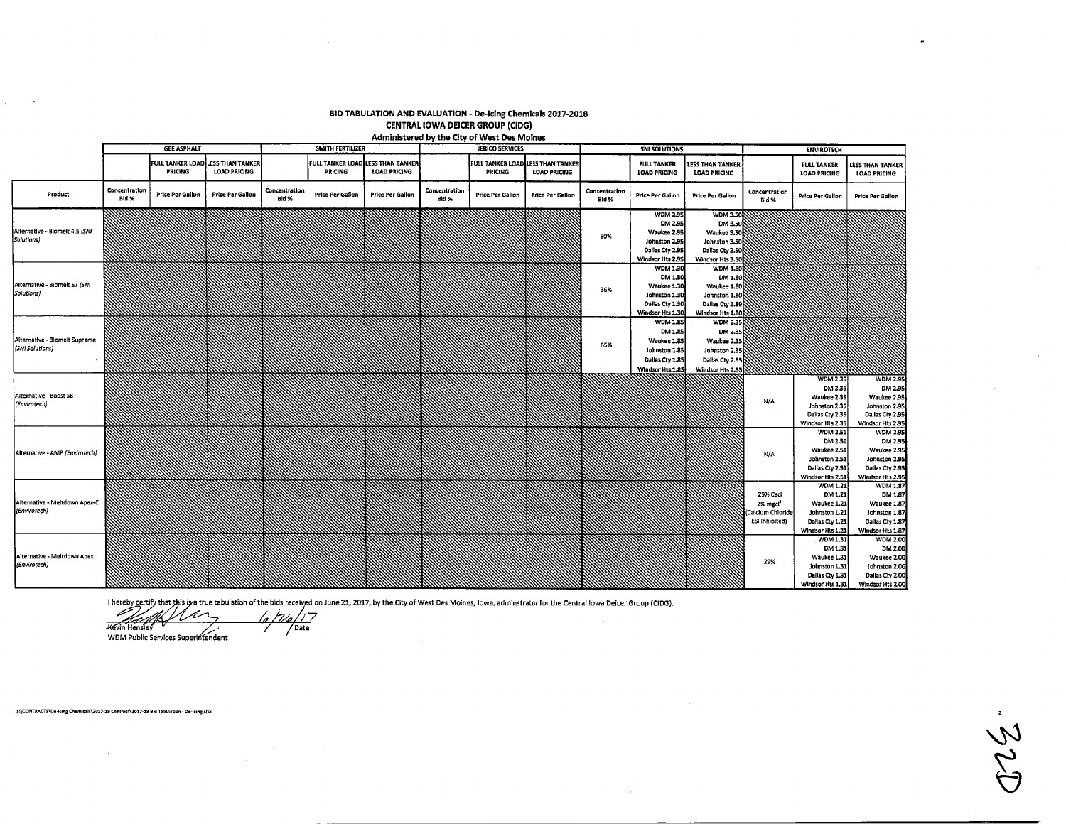# BID TABULATION AND EVALUATION - De-Icing Chemicals 2017-2018

## CENTRAL IOWA DEICER GROUP (CIDG)

Administered by the City of West Des Moines

| | GEE ASPHALT | | | SMITH FERTILIZER | | | JERICO SERVICES | | | SNI SOLUTIONS | | | ENVIROTECH | | |
|---|---|---|---|---|---|---|---|---|---|---|---|---|---|---|---|
| | | FULL TANKER LOAD PRICING | LESS THAN TANKER LOAD PRICING | | FULL TANKER LOAD PRICING | LESS THAN TANKER LOAD PRICING | | FULL TANKER LOAD PRICING | LESS THAN TANKER LOAD PRICING | | FULL TANKER LOAD PRICING | LESS THAN TANKER LOAD PRICING | | FULL TANKER LOAD PRICING | LESS THAN TANKER LOAD PRICING |
| Product | Concentration Bid % | Price Per Gallon | Price Per Gallon | Concentration Bid % | Price Per Gallon | Price Per Gallon | Concentration Bid % | Price Per Gallon | Price Per Gallon | Concentration Bid % | Price Per Gallon | Price Per Gallon | Concentration Bid % | Price Per Gallon | Price Per Gallon |
| Alternative - Biomelt 4.5 *(SNI Solutions)* | | | | | | | | | | 50% | WDM 2.95<br>DM 2.95<br>Waukee 2.95<br>Johnston 2.95<br>Dallas Cty 2.95<br>Windsor Hts 2.95 | WDM 3.50<br>DM 3.50<br>Waukee 3.50<br>Johnston 3.50<br>Dallas Cty 3.50<br>Windsor Hts 3.50 | | | |
| Alternative - Biomelt 57 *(SNI Solutions)* | | | | | | | | | | 36% | WDM 1.30<br>DM 1.30<br>Waukee 1.30<br>Johnston 1.30<br>Dallas Cty 1.30<br>Windsor Hts 1.30 | WDM 1.80<br>DM 1.80<br>Waukee 1.80<br>Johnston 1.80<br>Dallas Cty 1.80<br>Windsor Hts 1.80 | | | |
| Alternative - Biomelt Supreme *(SNI Solutions)* | | | | | | | | | | 65% | WDM 1.85<br>DM 1.85<br>Waukee 1.85<br>Johnston 1.85<br>Dallas Cty 1.85<br>Windsor Hts 1.85 | WDM 2.35<br>DM 2.35<br>Waukee 2.35<br>Johnston 2.35<br>Dallas Cty 2.35<br>Windsor Hts 2.35 | | | |
| Alternative - Boost 5B *(Envirotech)* | | | | | | | | | | | | | N/A | WDM 2.35<br>DM 2.35<br>Waukee 2.35<br>Johnston 2.35<br>Dallas Cty 2.35<br>Windsor Hts 2.35 | WDM 2.95<br>DM 2.95<br>Waukee 2.95<br>Johnston 2.95<br>Dallas Cty 2.95<br>Windsor Hts 2.95 |
| Alternative - AMP *(Envirotech)* | | | | | | | | | | | | | N/A | WDM 2.51<br>DM 2.51<br>Waukee 2.51<br>Johnston 2.51<br>Dallas Cty 2.51<br>Windsor Hts 2.51 | WDM 2.95<br>DM 2.95<br>Waukee 2.95<br>Johnston 2.95<br>Dallas Cty 2.95<br>Windsor Hts 2.95 |
| Alternative - Meltdown Apex-C *(Envirotech)* | | | | | | | | | | | | | 29% Cacl<br>2% mgcl²<br>(Calcium Chloride ESI Inhibited) | WDM 1.21<br>DM 1.21<br>Waukee 1.21<br>Johnston 1.21<br>Dallas Cty 1.21<br>Windsor Hts 1.21 | WDM 1.87<br>DM 1.87<br>Waukee 1.87<br>Johnston 1.87<br>Dallas Cty 1.87<br>Windsor Hts 1.87 |
| Alternative - Meltdown Apex *(Envirotech)* | | | | | | | | | | | | | 29% | WDM 1.31<br>DM 1.31<br>Waukee 1.31<br>Johnston 1.31<br>Dallas Cty 1.31<br>Windsor Hts 1.31 | WDM 2.00<br>DM 2.00<br>Waukee 2.00<br>Johnston 2.00<br>Dallas Cty 2.00<br>Windsor Hts 2.00 |

I hereby certify that this is a true tabulation of the bids received on June 21, 2017, by the City of West Des Moines, Iowa, adminstrator for the Central Iowa Deicer Group (CIDG).

Kevin Hensley  6/26/17
Date

WDM Public Services Superintendent

S:\CONTRACTS\De-Icing Chemicals\2017-18 Contract\2017-18 Bid Tabulation - De-Icing.xlsx

32D